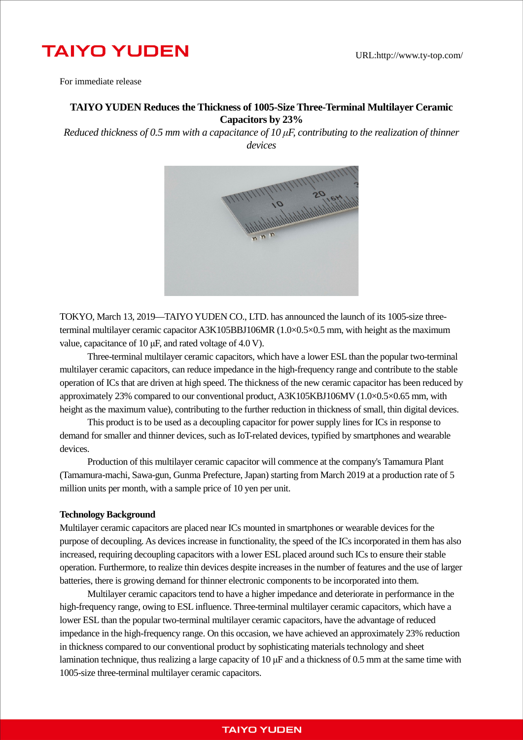TAIYO YUDEN

URL:http://www.ty-top.com/

For immediate release

# TAIYO YUDEN Reduces the Thickness of 1005-Size Three-Terminal Multilayer Ceramic Capacitors by 23%

*Reduced thickness of 0.5 mm with a capacitance of 10 μF, contributing to the realization of thinner devices*

TOKYO, March 13, 2019—TAIYO YUDEN CO., LTD. has announced the launch of its 1005-size three-terminal multilayer ceramic capacitor A3K105BBJ106MR (1.0×0.5×0.5 mm, with height as the maximum value, capacitance of 10 μF, and rated voltage of 4.0 V).

Three-terminal multilayer ceramic capacitors, which have a lower ESL than the popular two-terminal multilayer ceramic capacitors, can reduce impedance in the high-frequency range and contribute to the stable operation of ICs that are driven at high speed. The thickness of the new ceramic capacitor has been reduced by approximately 23% compared to our conventional product, A3K105KBJ106MV (1.0×0.5×0.65 mm, with height as the maximum value), contributing to the further reduction in thickness of small, thin digital devices.

This product is to be used as a decoupling capacitor for power supply lines for ICs in response to demand for smaller and thinner devices, such as IoT-related devices, typified by smartphones and wearable devices.

Production of this multilayer ceramic capacitor will commence at the company's Tamamura Plant (Tamamura-machi, Sawa-gun, Gunma Prefecture, Japan) starting from March 2019 at a production rate of 5 million units per month, with a sample price of 10 yen per unit.

**Technology Background**

Multilayer ceramic capacitors are placed near ICs mounted in smartphones or wearable devices for the purpose of decoupling. As devices increase in functionality, the speed of the ICs incorporated in them has also increased, requiring decoupling capacitors with a lower ESL placed around such ICs to ensure their stable operation. Furthermore, to realize thin devices despite increases in the number of features and the use of larger batteries, there is growing demand for thinner electronic components to be incorporated into them.

Multilayer ceramic capacitors tend to have a higher impedance and deteriorate in performance in the high-frequency range, owing to ESL influence. Three-terminal multilayer ceramic capacitors, which have a lower ESL than the popular two-terminal multilayer ceramic capacitors, have the advantage of reduced impedance in the high-frequency range. On this occasion, we have achieved an approximately 23% reduction in thickness compared to our conventional product by sophisticating materials technology and sheet lamination technique, thus realizing a large capacity of 10 μF and a thickness of 0.5 mm at the same time with 1005-size three-terminal multilayer ceramic capacitors.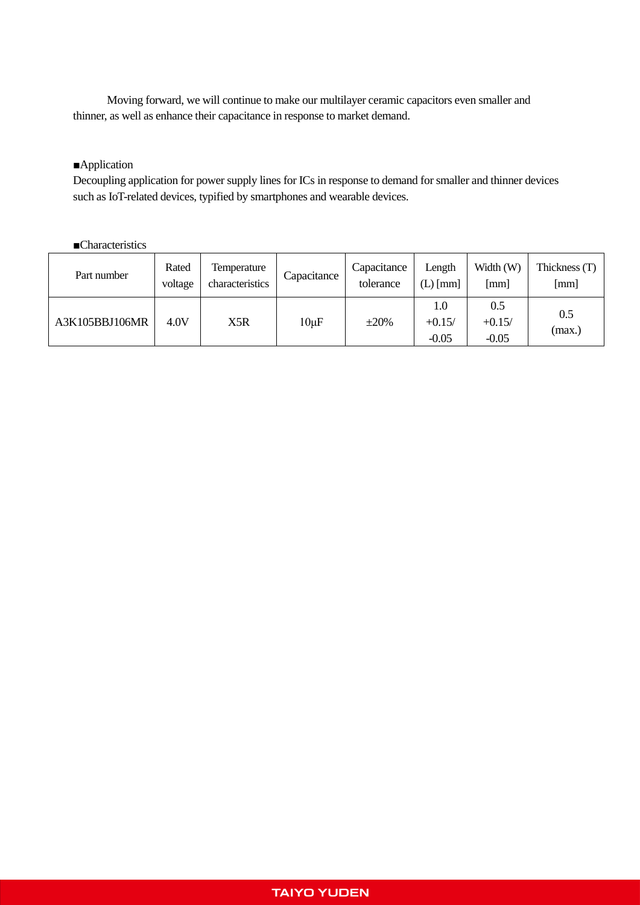Moving forward, we will continue to make our multilayer ceramic capacitors even smaller and thinner, as well as enhance their capacitance in response to market demand.

■Application

Decoupling application for power supply lines for ICs in response to demand for smaller and thinner devices such as IoT-related devices, typified by smartphones and wearable devices.

■Characteristics

| Part number | Rated voltage | Temperature characteristics | Capacitance | Capacitance tolerance | Length (L) [mm] | Width (W) [mm] | Thickness (T) [mm] |
|---|---|---|---|---|---|---|---|
| A3K105BBJ106MR | 4.0V | X5R | 10μF | ±20% | 1.0 +0.15/ -0.05 | 0.5 +0.15/ -0.05 | 0.5 (max.) |